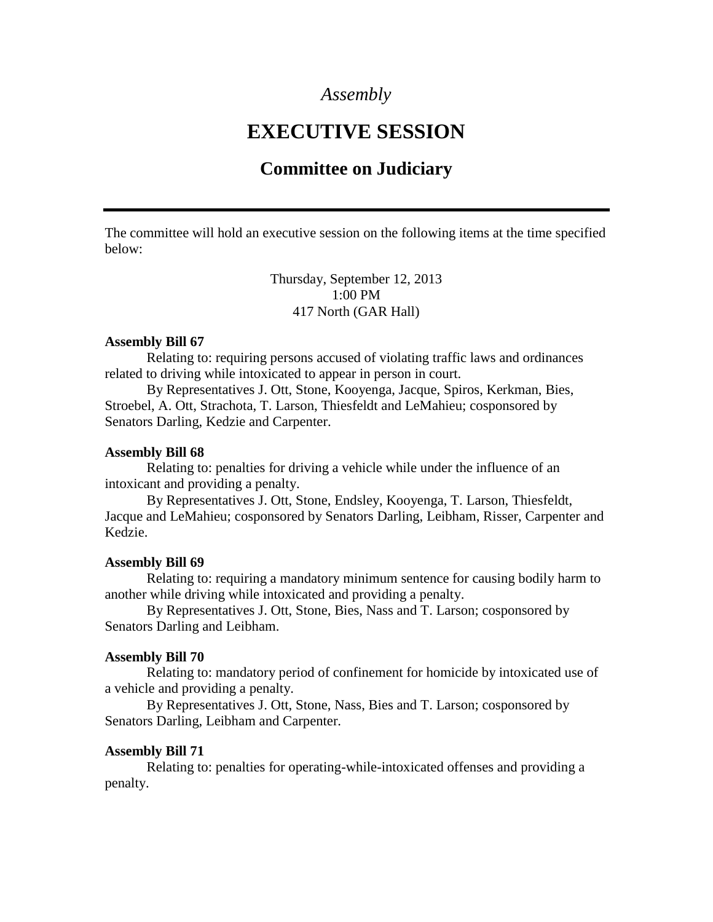*Assembly*

# EXECUTIVE SESSION

## Committee on Judiciary

---

The committee will hold an executive session on the following items at the time specified below:

Thursday, September 12, 2013
1:00 PM
417 North (GAR Hall)

**Assembly Bill 67**

Relating to: requiring persons accused of violating traffic laws and ordinances related to driving while intoxicated to appear in person in court.

By Representatives J. Ott, Stone, Kooyenga, Jacque, Spiros, Kerkman, Bies, Stroebel, A. Ott, Strachota, T. Larson, Thiesfeldt and LeMahieu; cosponsored by Senators Darling, Kedzie and Carpenter.

**Assembly Bill 68**

Relating to: penalties for driving a vehicle while under the influence of an intoxicant and providing a penalty.

By Representatives J. Ott, Stone, Endsley, Kooyenga, T. Larson, Thiesfeldt, Jacque and LeMahieu; cosponsored by Senators Darling, Leibham, Risser, Carpenter and Kedzie.

**Assembly Bill 69**

Relating to: requiring a mandatory minimum sentence for causing bodily harm to another while driving while intoxicated and providing a penalty.

By Representatives J. Ott, Stone, Bies, Nass and T. Larson; cosponsored by Senators Darling and Leibham.

**Assembly Bill 70**

Relating to: mandatory period of confinement for homicide by intoxicated use of a vehicle and providing a penalty.

By Representatives J. Ott, Stone, Nass, Bies and T. Larson; cosponsored by Senators Darling, Leibham and Carpenter.

**Assembly Bill 71**

Relating to: penalties for operating-while-intoxicated offenses and providing a penalty.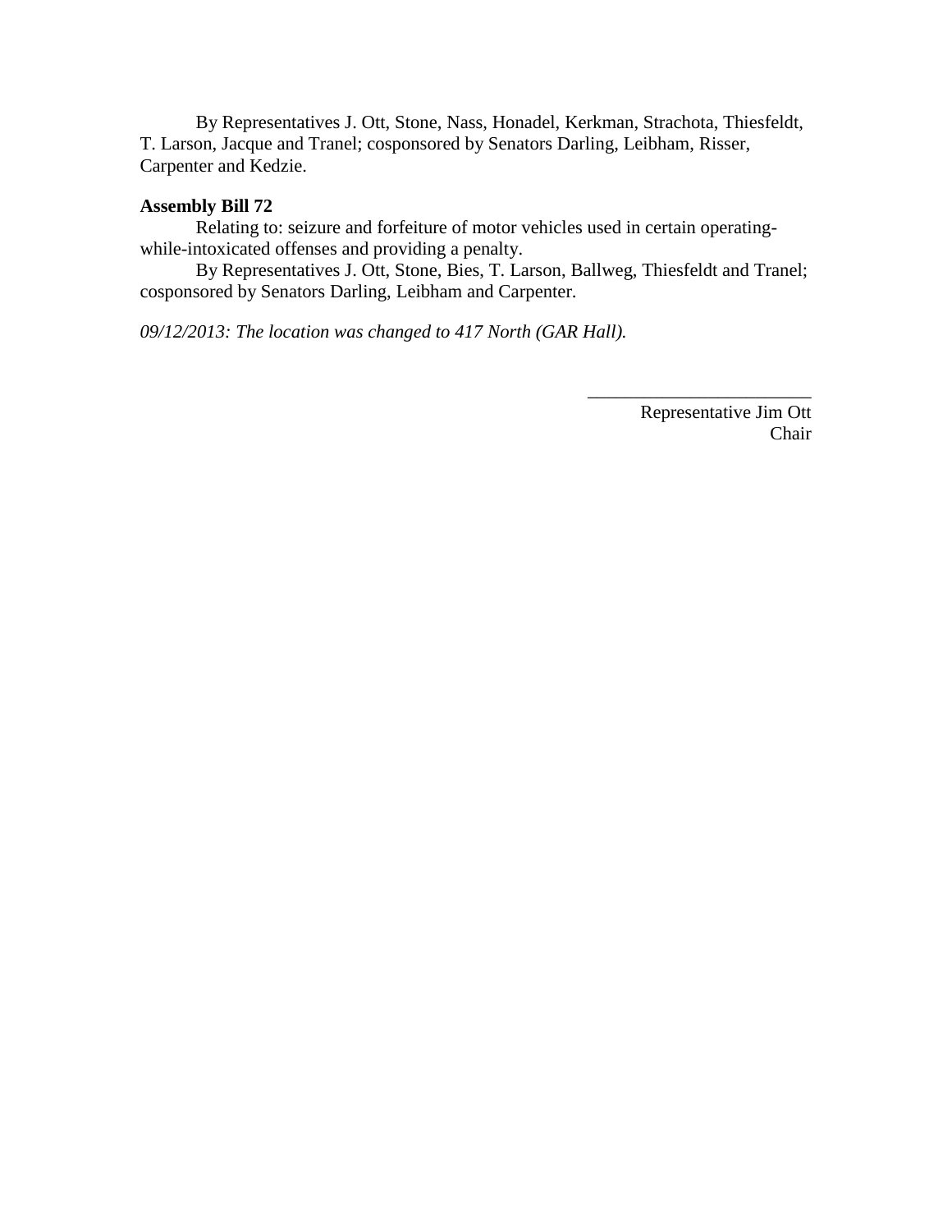By Representatives J. Ott, Stone, Nass, Honadel, Kerkman, Strachota, Thiesfeldt, T. Larson, Jacque and Tranel; cosponsored by Senators Darling, Leibham, Risser, Carpenter and Kedzie.

**Assembly Bill 72**

Relating to: seizure and forfeiture of motor vehicles used in certain operating-while-intoxicated offenses and providing a penalty.

By Representatives J. Ott, Stone, Bies, T. Larson, Ballweg, Thiesfeldt and Tranel; cosponsored by Senators Darling, Leibham and Carpenter.

*09/12/2013: The location was changed to 417 North (GAR Hall).*

\_\_\_\_\_\_\_\_\_\_\_\_\_\_\_\_\_\_\_\_\_\_\_\_

Representative Jim Ott
Chair